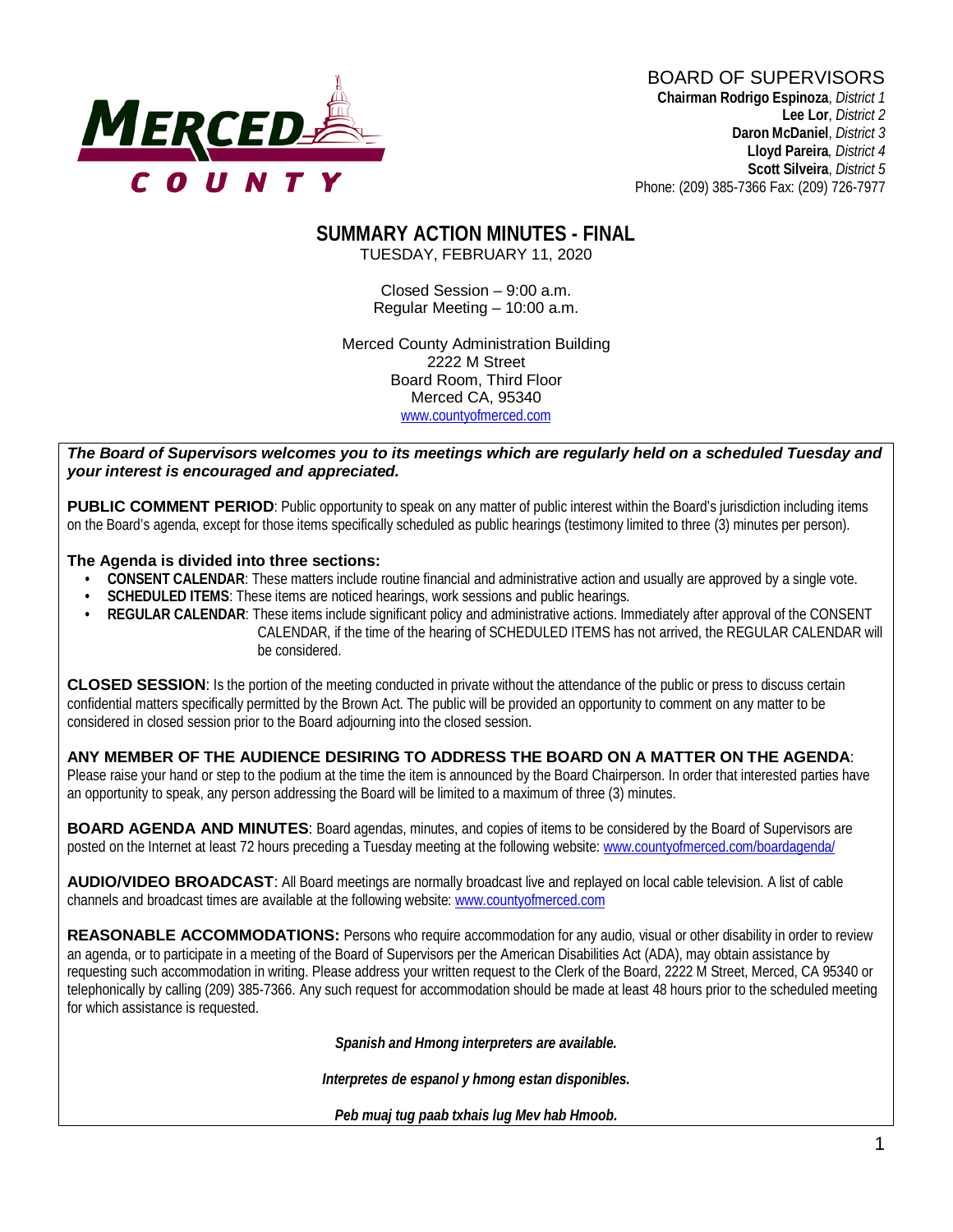MERCED COUNTY

BOARD OF SUPERVISORS
**Chairman Rodrigo Espinoza**, *District 1*
**Lee Lor**, *District 2*
**Daron McDaniel**, *District 3*
**Lloyd Pareira**, *District 4*
**Scott Silveira**, *District 5*
Phone: (209) 385-7366 Fax: (209) 726-7977

# SUMMARY ACTION MINUTES - FINAL

TUESDAY, FEBRUARY 11, 2020

Closed Session – 9:00 a.m.
Regular Meeting – 10:00 a.m.

Merced County Administration Building
2222 M Street
Board Room, Third Floor
Merced CA, 95340
www.countyofmerced.com

***The Board of Supervisors welcomes you to its meetings which are regularly held on a scheduled Tuesday and your interest is encouraged and appreciated.***

**PUBLIC COMMENT PERIOD**: Public opportunity to speak on any matter of public interest within the Board's jurisdiction including items on the Board's agenda, except for those items specifically scheduled as public hearings (testimony limited to three (3) minutes per person).

**The Agenda is divided into three sections:**

- **CONSENT CALENDAR**: These matters include routine financial and administrative action and usually are approved by a single vote.
- **SCHEDULED ITEMS**: These items are noticed hearings, work sessions and public hearings.
- **REGULAR CALENDAR**: These items include significant policy and administrative actions. Immediately after approval of the CONSENT CALENDAR, if the time of the hearing of SCHEDULED ITEMS has not arrived, the REGULAR CALENDAR will be considered.

**CLOSED SESSION**: Is the portion of the meeting conducted in private without the attendance of the public or press to discuss certain confidential matters specifically permitted by the Brown Act. The public will be provided an opportunity to comment on any matter to be considered in closed session prior to the Board adjourning into the closed session.

**ANY MEMBER OF THE AUDIENCE DESIRING TO ADDRESS THE BOARD ON A MATTER ON THE AGENDA**: Please raise your hand or step to the podium at the time the item is announced by the Board Chairperson. In order that interested parties have an opportunity to speak, any person addressing the Board will be limited to a maximum of three (3) minutes.

**BOARD AGENDA AND MINUTES**: Board agendas, minutes, and copies of items to be considered by the Board of Supervisors are posted on the Internet at least 72 hours preceding a Tuesday meeting at the following website: www.countyofmerced.com/boardagenda/

**AUDIO/VIDEO BROADCAST**: All Board meetings are normally broadcast live and replayed on local cable television. A list of cable channels and broadcast times are available at the following website: www.countyofmerced.com

**REASONABLE ACCOMMODATIONS:** Persons who require accommodation for any audio, visual or other disability in order to review an agenda, or to participate in a meeting of the Board of Supervisors per the American Disabilities Act (ADA), may obtain assistance by requesting such accommodation in writing. Please address your written request to the Clerk of the Board, 2222 M Street, Merced, CA 95340 or telephonically by calling (209) 385-7366. Any such request for accommodation should be made at least 48 hours prior to the scheduled meeting for which assistance is requested.

***Spanish and Hmong interpreters are available.***

***Interpretes de espanol y hmong estan disponibles.***

***Peb muaj tug paab txhais lug Mev hab Hmoob.***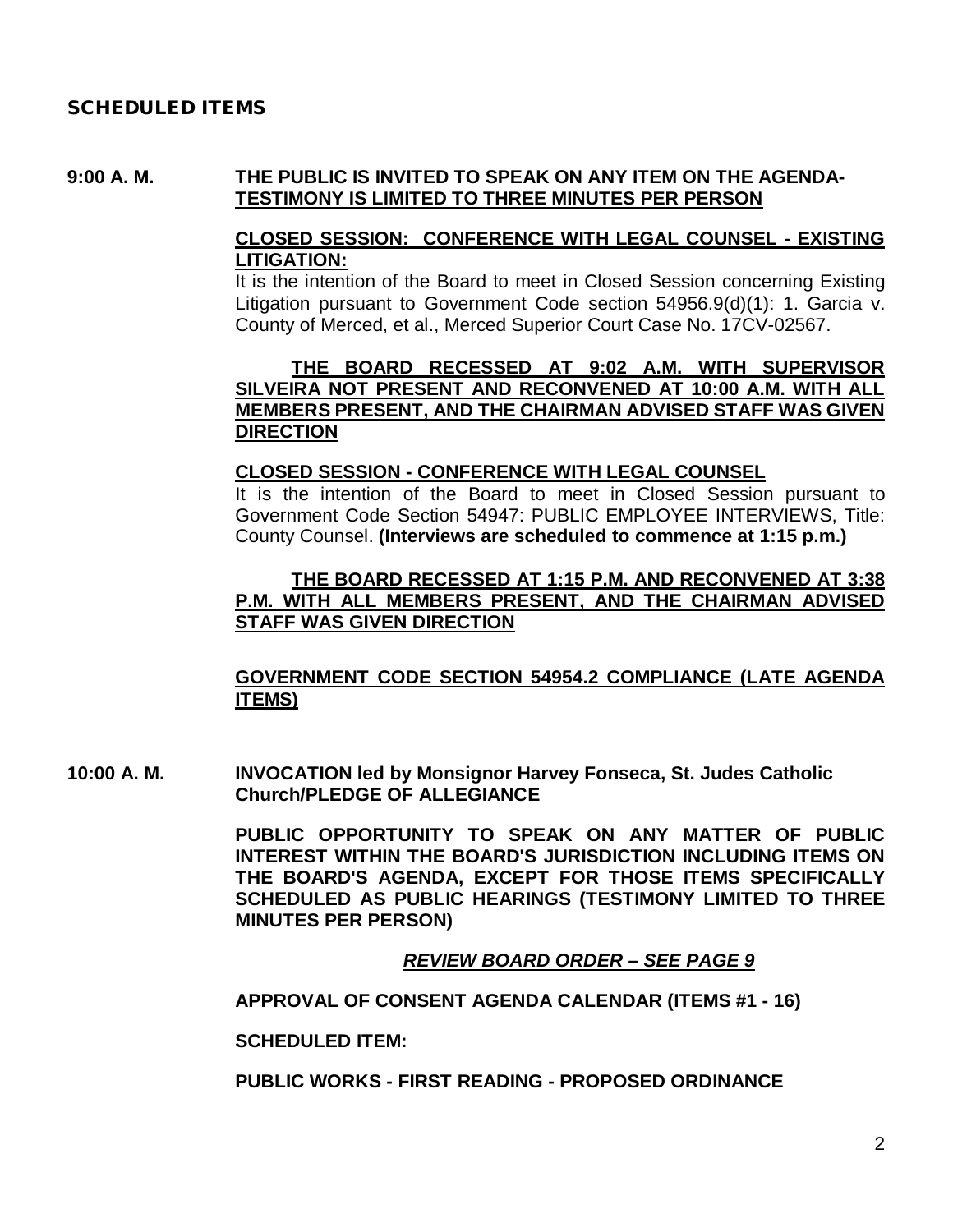## SCHEDULED ITEMS

**9:00 A. M.** **THE PUBLIC IS INVITED TO SPEAK ON ANY ITEM ON THE AGENDA-** **TESTIMONY IS LIMITED TO THREE MINUTES PER PERSON**

**CLOSED SESSION: CONFERENCE WITH LEGAL COUNSEL - EXISTING LITIGATION:**

It is the intention of the Board to meet in Closed Session concerning Existing Litigation pursuant to Government Code section 54956.9(d)(1): 1. Garcia v. County of Merced, et al., Merced Superior Court Case No. 17CV-02567.

**THE BOARD RECESSED AT 9:02 A.M. WITH SUPERVISOR SILVEIRA NOT PRESENT AND RECONVENED AT 10:00 A.M. WITH ALL MEMBERS PRESENT, AND THE CHAIRMAN ADVISED STAFF WAS GIVEN DIRECTION**

**CLOSED SESSION - CONFERENCE WITH LEGAL COUNSEL**

It is the intention of the Board to meet in Closed Session pursuant to Government Code Section 54947: PUBLIC EMPLOYEE INTERVIEWS, Title: County Counsel. **(Interviews are scheduled to commence at 1:15 p.m.)**

**THE BOARD RECESSED AT 1:15 P.M. AND RECONVENED AT 3:38 P.M. WITH ALL MEMBERS PRESENT, AND THE CHAIRMAN ADVISED STAFF WAS GIVEN DIRECTION**

**GOVERNMENT CODE SECTION 54954.2 COMPLIANCE (LATE AGENDA ITEMS)**

**10:00 A. M.** **INVOCATION led by Monsignor Harvey Fonseca, St. Judes Catholic Church/PLEDGE OF ALLEGIANCE**

**PUBLIC OPPORTUNITY TO SPEAK ON ANY MATTER OF PUBLIC INTEREST WITHIN THE BOARD'S JURISDICTION INCLUDING ITEMS ON THE BOARD'S AGENDA, EXCEPT FOR THOSE ITEMS SPECIFICALLY SCHEDULED AS PUBLIC HEARINGS (TESTIMONY LIMITED TO THREE MINUTES PER PERSON)**

***REVIEW BOARD ORDER – SEE PAGE 9***

**APPROVAL OF CONSENT AGENDA CALENDAR (ITEMS #1 - 16)**

**SCHEDULED ITEM:**

**PUBLIC WORKS - FIRST READING - PROPOSED ORDINANCE**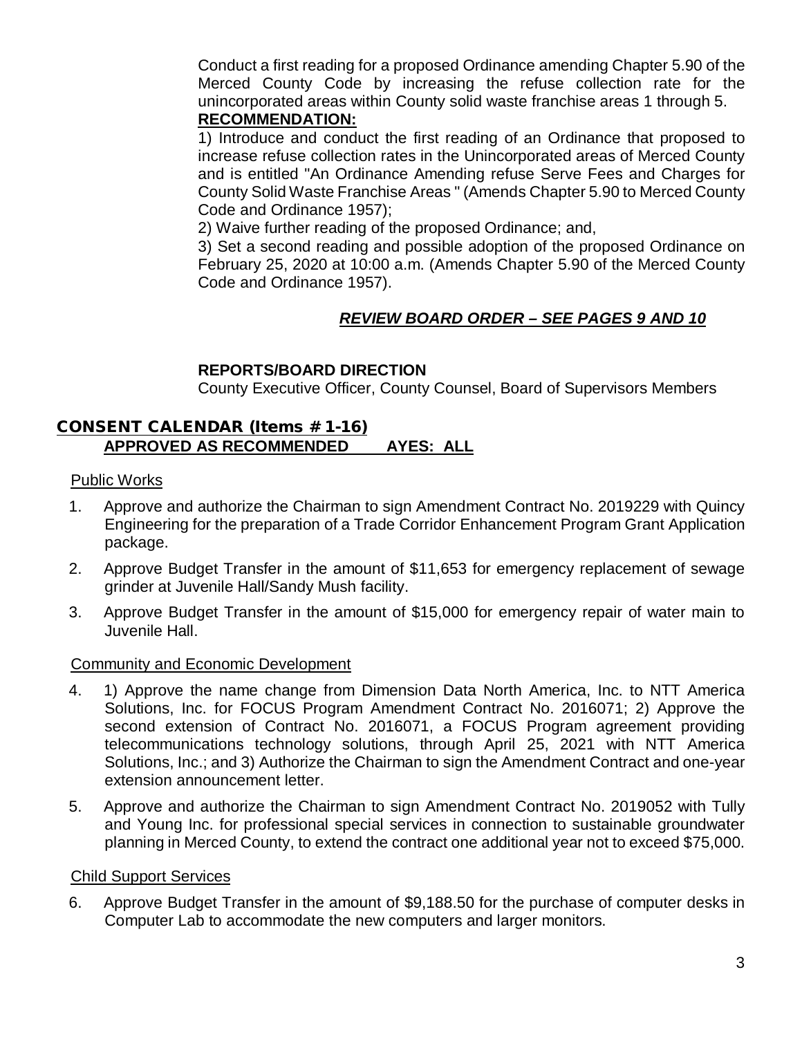Conduct a first reading for a proposed Ordinance amending Chapter 5.90 of the Merced County Code by increasing the refuse collection rate for the unincorporated areas within County solid waste franchise areas 1 through 5.

**RECOMMENDATION:**

1) Introduce and conduct the first reading of an Ordinance that proposed to increase refuse collection rates in the Unincorporated areas of Merced County and is entitled "An Ordinance Amending refuse Serve Fees and Charges for County Solid Waste Franchise Areas " (Amends Chapter 5.90 to Merced County Code and Ordinance 1957);

2) Waive further reading of the proposed Ordinance; and,

3) Set a second reading and possible adoption of the proposed Ordinance on February 25, 2020 at 10:00 a.m. (Amends Chapter 5.90 of the Merced County Code and Ordinance 1957).

***REVIEW BOARD ORDER – SEE PAGES 9 AND 10***

**REPORTS/BOARD DIRECTION**

County Executive Officer, County Counsel, Board of Supervisors Members

## CONSENT CALENDAR (Items # 1-16)

**APPROVED AS RECOMMENDED AYES: ALL**

Public Works

1. Approve and authorize the Chairman to sign Amendment Contract No. 2019229 with Quincy Engineering for the preparation of a Trade Corridor Enhancement Program Grant Application package.
2. Approve Budget Transfer in the amount of $11,653 for emergency replacement of sewage grinder at Juvenile Hall/Sandy Mush facility.
3. Approve Budget Transfer in the amount of $15,000 for emergency repair of water main to Juvenile Hall.

Community and Economic Development

4. 1) Approve the name change from Dimension Data North America, Inc. to NTT America Solutions, Inc. for FOCUS Program Amendment Contract No. 2016071; 2) Approve the second extension of Contract No. 2016071, a FOCUS Program agreement providing telecommunications technology solutions, through April 25, 2021 with NTT America Solutions, Inc.; and 3) Authorize the Chairman to sign the Amendment Contract and one-year extension announcement letter.
5. Approve and authorize the Chairman to sign Amendment Contract No. 2019052 with Tully and Young Inc. for professional special services in connection to sustainable groundwater planning in Merced County, to extend the contract one additional year not to exceed $75,000.

Child Support Services

6. Approve Budget Transfer in the amount of $9,188.50 for the purchase of computer desks in Computer Lab to accommodate the new computers and larger monitors.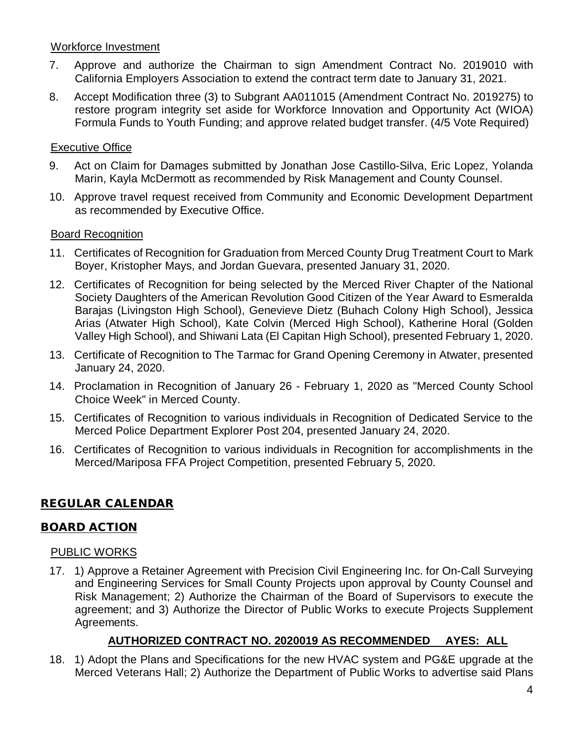Workforce Investment

7. Approve and authorize the Chairman to sign Amendment Contract No. 2019010 with California Employers Association to extend the contract term date to January 31, 2021.

8. Accept Modification three (3) to Subgrant AA011015 (Amendment Contract No. 2019275) to restore program integrity set aside for Workforce Innovation and Opportunity Act (WIOA) Formula Funds to Youth Funding; and approve related budget transfer. (4/5 Vote Required)

Executive Office

9. Act on Claim for Damages submitted by Jonathan Jose Castillo-Silva, Eric Lopez, Yolanda Marin, Kayla McDermott as recommended by Risk Management and County Counsel.

10. Approve travel request received from Community and Economic Development Department as recommended by Executive Office.

Board Recognition

11. Certificates of Recognition for Graduation from Merced County Drug Treatment Court to Mark Boyer, Kristopher Mays, and Jordan Guevara, presented January 31, 2020.

12. Certificates of Recognition for being selected by the Merced River Chapter of the National Society Daughters of the American Revolution Good Citizen of the Year Award to Esmeralda Barajas (Livingston High School), Genevieve Dietz (Buhach Colony High School), Jessica Arias (Atwater High School), Kate Colvin (Merced High School), Katherine Horal (Golden Valley High School), and Shiwani Lata (El Capitan High School), presented February 1, 2020.

13. Certificate of Recognition to The Tarmac for Grand Opening Ceremony in Atwater, presented January 24, 2020.

14. Proclamation in Recognition of January 26 - February 1, 2020 as "Merced County School Choice Week" in Merced County.

15. Certificates of Recognition to various individuals in Recognition of Dedicated Service to the Merced Police Department Explorer Post 204, presented January 24, 2020.

16. Certificates of Recognition to various individuals in Recognition for accomplishments in the Merced/Mariposa FFA Project Competition, presented February 5, 2020.

## REGULAR CALENDAR

## BOARD ACTION

PUBLIC WORKS

17. 1) Approve a Retainer Agreement with Precision Civil Engineering Inc. for On-Call Surveying and Engineering Services for Small County Projects upon approval by County Counsel and Risk Management; 2) Authorize the Chairman of the Board of Supervisors to execute the agreement; and 3) Authorize the Director of Public Works to execute Projects Supplement Agreements.

    **AUTHORIZED CONTRACT NO. 2020019 AS RECOMMENDED AYES: ALL**

18. 1) Adopt the Plans and Specifications for the new HVAC system and PG&E upgrade at the Merced Veterans Hall; 2) Authorize the Department of Public Works to advertise said Plans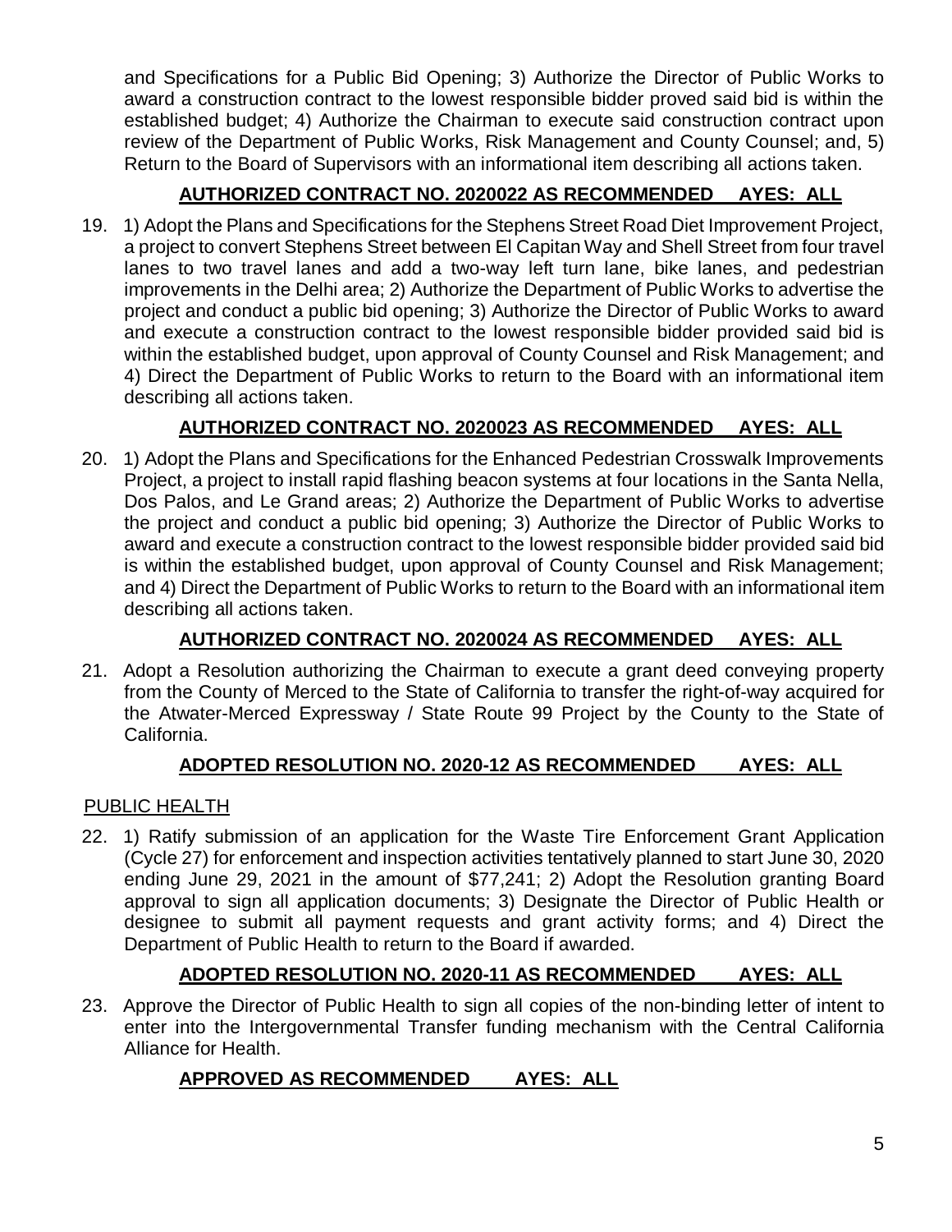and Specifications for a Public Bid Opening; 3) Authorize the Director of Public Works to award a construction contract to the lowest responsible bidder proved said bid is within the established budget; 4) Authorize the Chairman to execute said construction contract upon review of the Department of Public Works, Risk Management and County Counsel; and, 5) Return to the Board of Supervisors with an informational item describing all actions taken.

**AUTHORIZED CONTRACT NO. 2020022 AS RECOMMENDED AYES: ALL**

19. 1) Adopt the Plans and Specifications for the Stephens Street Road Diet Improvement Project, a project to convert Stephens Street between El Capitan Way and Shell Street from four travel lanes to two travel lanes and add a two-way left turn lane, bike lanes, and pedestrian improvements in the Delhi area; 2) Authorize the Department of Public Works to advertise the project and conduct a public bid opening; 3) Authorize the Director of Public Works to award and execute a construction contract to the lowest responsible bidder provided said bid is within the established budget, upon approval of County Counsel and Risk Management; and 4) Direct the Department of Public Works to return to the Board with an informational item describing all actions taken.

**AUTHORIZED CONTRACT NO. 2020023 AS RECOMMENDED AYES: ALL**

20. 1) Adopt the Plans and Specifications for the Enhanced Pedestrian Crosswalk Improvements Project, a project to install rapid flashing beacon systems at four locations in the Santa Nella, Dos Palos, and Le Grand areas; 2) Authorize the Department of Public Works to advertise the project and conduct a public bid opening; 3) Authorize the Director of Public Works to award and execute a construction contract to the lowest responsible bidder provided said bid is within the established budget, upon approval of County Counsel and Risk Management; and 4) Direct the Department of Public Works to return to the Board with an informational item describing all actions taken.

**AUTHORIZED CONTRACT NO. 2020024 AS RECOMMENDED AYES: ALL**

21. Adopt a Resolution authorizing the Chairman to execute a grant deed conveying property from the County of Merced to the State of California to transfer the right-of-way acquired for the Atwater-Merced Expressway / State Route 99 Project by the County to the State of California.

**ADOPTED RESOLUTION NO. 2020-12 AS RECOMMENDED AYES: ALL**

PUBLIC HEALTH

22. 1) Ratify submission of an application for the Waste Tire Enforcement Grant Application (Cycle 27) for enforcement and inspection activities tentatively planned to start June 30, 2020 ending June 29, 2021 in the amount of $77,241; 2) Adopt the Resolution granting Board approval to sign all application documents; 3) Designate the Director of Public Health or designee to submit all payment requests and grant activity forms; and 4) Direct the Department of Public Health to return to the Board if awarded.

**ADOPTED RESOLUTION NO. 2020-11 AS RECOMMENDED AYES: ALL**

23. Approve the Director of Public Health to sign all copies of the non-binding letter of intent to enter into the Intergovernmental Transfer funding mechanism with the Central California Alliance for Health.

**APPROVED AS RECOMMENDED AYES: ALL**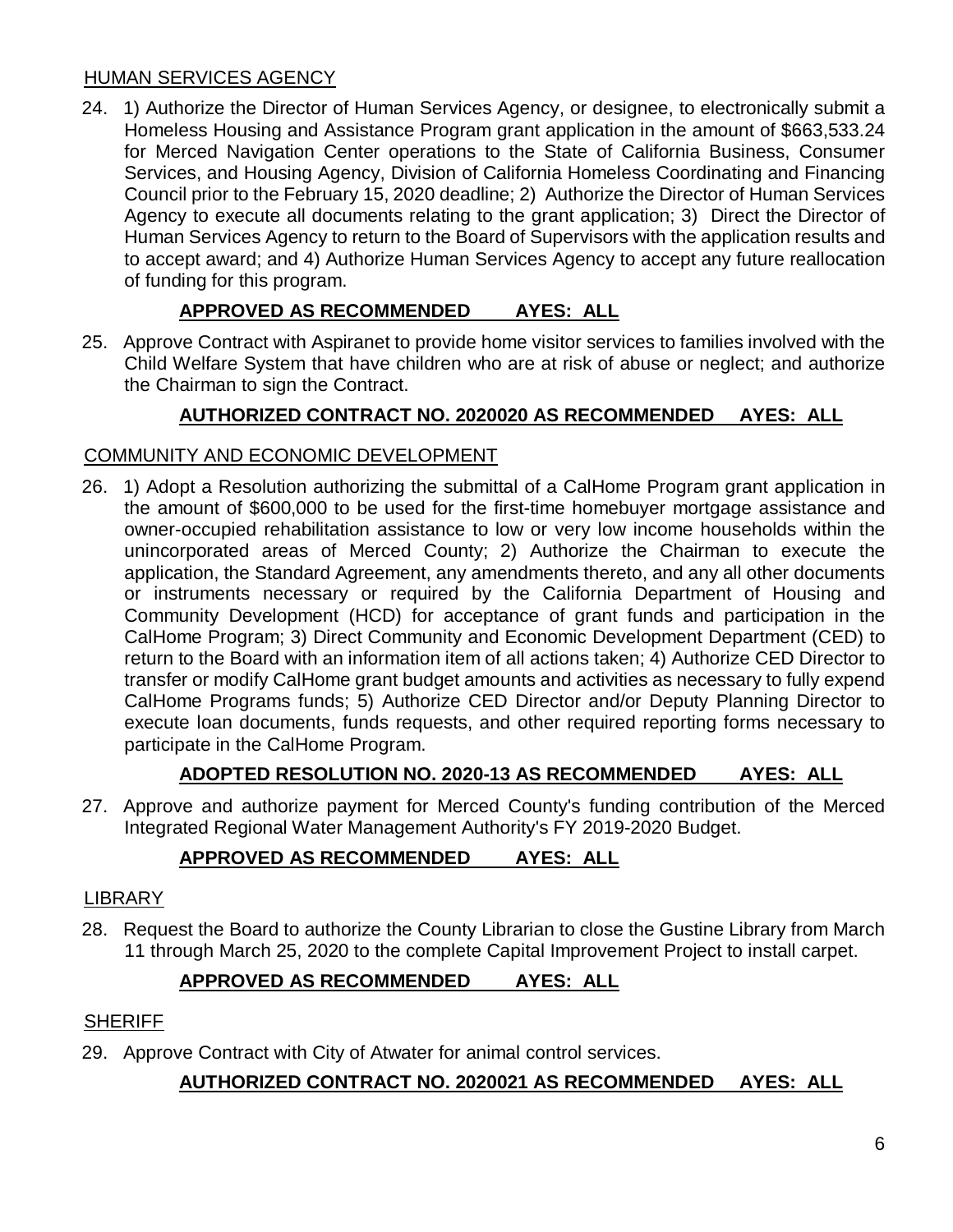HUMAN SERVICES AGENCY

24. 1) Authorize the Director of Human Services Agency, or designee, to electronically submit a Homeless Housing and Assistance Program grant application in the amount of $663,533.24 for Merced Navigation Center operations to the State of California Business, Consumer Services, and Housing Agency, Division of California Homeless Coordinating and Financing Council prior to the February 15, 2020 deadline; 2) Authorize the Director of Human Services Agency to execute all documents relating to the grant application; 3) Direct the Director of Human Services Agency to return to the Board of Supervisors with the application results and to accept award; and 4) Authorize Human Services Agency to accept any future reallocation of funding for this program.

**APPROVED AS RECOMMENDED AYES: ALL**

25. Approve Contract with Aspiranet to provide home visitor services to families involved with the Child Welfare System that have children who are at risk of abuse or neglect; and authorize the Chairman to sign the Contract.

**AUTHORIZED CONTRACT NO. 2020020 AS RECOMMENDED AYES: ALL**

COMMUNITY AND ECONOMIC DEVELOPMENT

26. 1) Adopt a Resolution authorizing the submittal of a CalHome Program grant application in the amount of $600,000 to be used for the first-time homebuyer mortgage assistance and owner-occupied rehabilitation assistance to low or very low income households within the unincorporated areas of Merced County; 2) Authorize the Chairman to execute the application, the Standard Agreement, any amendments thereto, and any all other documents or instruments necessary or required by the California Department of Housing and Community Development (HCD) for acceptance of grant funds and participation in the CalHome Program; 3) Direct Community and Economic Development Department (CED) to return to the Board with an information item of all actions taken; 4) Authorize CED Director to transfer or modify CalHome grant budget amounts and activities as necessary to fully expend CalHome Programs funds; 5) Authorize CED Director and/or Deputy Planning Director to execute loan documents, funds requests, and other required reporting forms necessary to participate in the CalHome Program.

**ADOPTED RESOLUTION NO. 2020-13 AS RECOMMENDED AYES: ALL**

27. Approve and authorize payment for Merced County's funding contribution of the Merced Integrated Regional Water Management Authority's FY 2019-2020 Budget.

**APPROVED AS RECOMMENDED AYES: ALL**

LIBRARY

28. Request the Board to authorize the County Librarian to close the Gustine Library from March 11 through March 25, 2020 to the complete Capital Improvement Project to install carpet.

**APPROVED AS RECOMMENDED AYES: ALL**

SHERIFF

29. Approve Contract with City of Atwater for animal control services.

**AUTHORIZED CONTRACT NO. 2020021 AS RECOMMENDED AYES: ALL**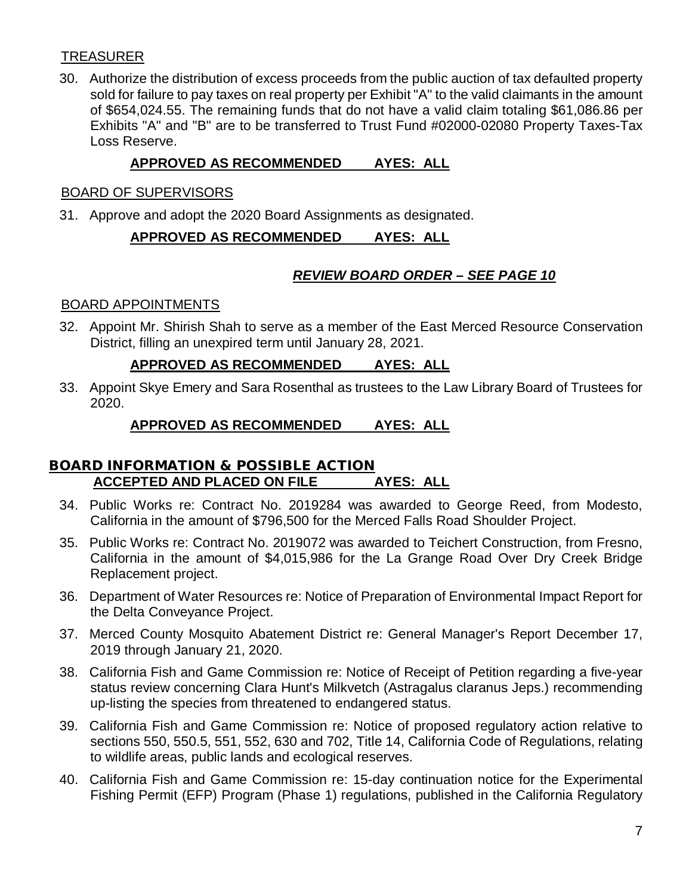TREASURER

30. Authorize the distribution of excess proceeds from the public auction of tax defaulted property sold for failure to pay taxes on real property per Exhibit "A" to the valid claimants in the amount of $654,024.55. The remaining funds that do not have a valid claim totaling $61,086.86 per Exhibits "A" and "B" are to be transferred to Trust Fund #02000-02080 Property Taxes-Tax Loss Reserve.

    **APPROVED AS RECOMMENDED AYES: ALL**

BOARD OF SUPERVISORS

31. Approve and adopt the 2020 Board Assignments as designated.

    **APPROVED AS RECOMMENDED AYES: ALL**

    ***REVIEW BOARD ORDER – SEE PAGE 10***

BOARD APPOINTMENTS

32. Appoint Mr. Shirish Shah to serve as a member of the East Merced Resource Conservation District, filling an unexpired term until January 28, 2021.

    **APPROVED AS RECOMMENDED AYES: ALL**

33. Appoint Skye Emery and Sara Rosenthal as trustees to the Law Library Board of Trustees for 2020.

    **APPROVED AS RECOMMENDED AYES: ALL**

## BOARD INFORMATION & POSSIBLE ACTION

**ACCEPTED AND PLACED ON FILE AYES: ALL**

34. Public Works re: Contract No. 2019284 was awarded to George Reed, from Modesto, California in the amount of $796,500 for the Merced Falls Road Shoulder Project.
35. Public Works re: Contract No. 2019072 was awarded to Teichert Construction, from Fresno, California in the amount of $4,015,986 for the La Grange Road Over Dry Creek Bridge Replacement project.
36. Department of Water Resources re: Notice of Preparation of Environmental Impact Report for the Delta Conveyance Project.
37. Merced County Mosquito Abatement District re: General Manager's Report December 17, 2019 through January 21, 2020.
38. California Fish and Game Commission re: Notice of Receipt of Petition regarding a five-year status review concerning Clara Hunt's Milkvetch (Astragalus claranus Jeps.) recommending up-listing the species from threatened to endangered status.
39. California Fish and Game Commission re: Notice of proposed regulatory action relative to sections 550, 550.5, 551, 552, 630 and 702, Title 14, California Code of Regulations, relating to wildlife areas, public lands and ecological reserves.
40. California Fish and Game Commission re: 15-day continuation notice for the Experimental Fishing Permit (EFP) Program (Phase 1) regulations, published in the California Regulatory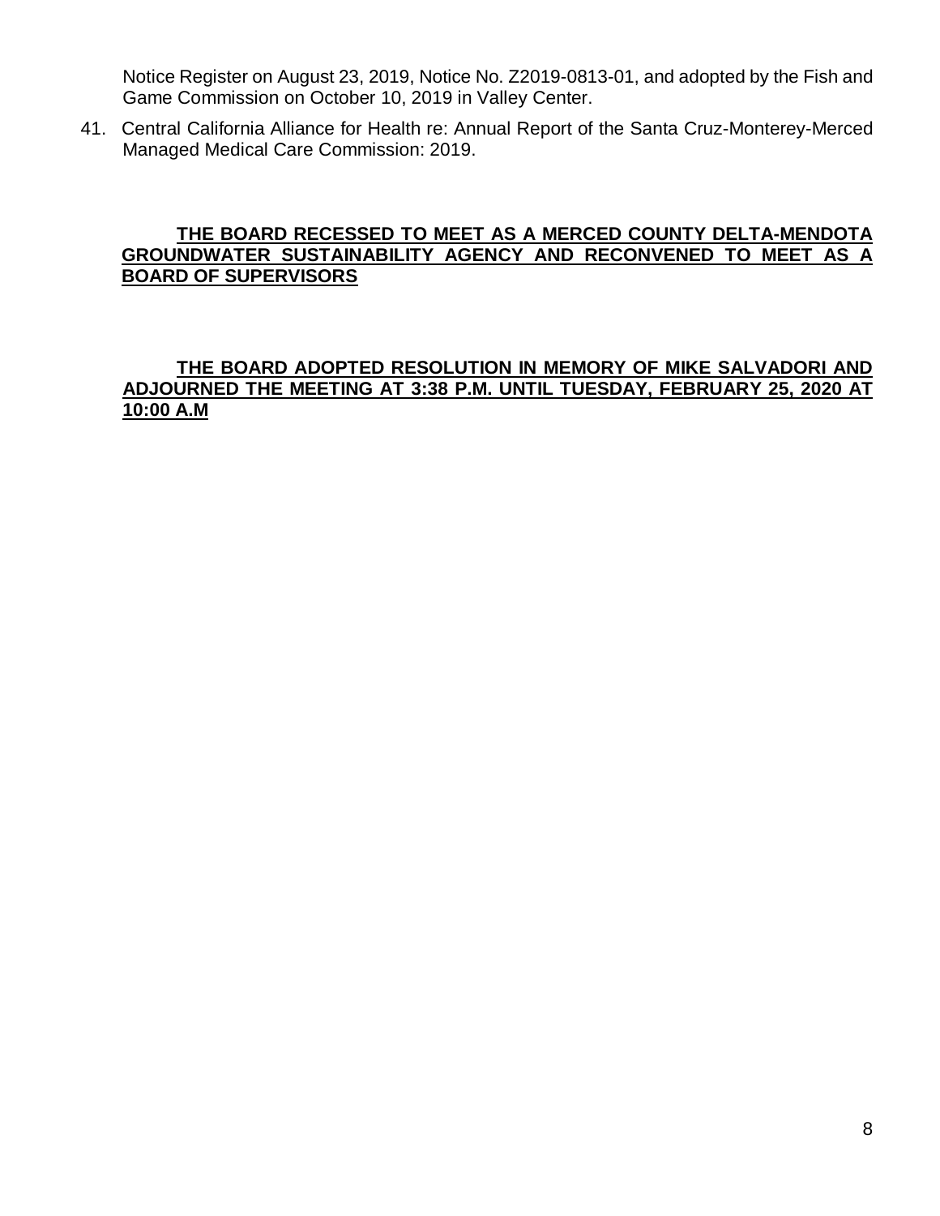Notice Register on August 23, 2019, Notice No. Z2019-0813-01, and adopted by the Fish and Game Commission on October 10, 2019 in Valley Center.

41. Central California Alliance for Health re: Annual Report of the Santa Cruz-Monterey-Merced Managed Medical Care Commission: 2019.

**THE BOARD RECESSED TO MEET AS A MERCED COUNTY DELTA-MENDOTA GROUNDWATER SUSTAINABILITY AGENCY AND RECONVENED TO MEET AS A BOARD OF SUPERVISORS**

**THE BOARD ADOPTED RESOLUTION IN MEMORY OF MIKE SALVADORI AND ADJOURNED THE MEETING AT 3:38 P.M. UNTIL TUESDAY, FEBRUARY 25, 2020 AT 10:00 A.M**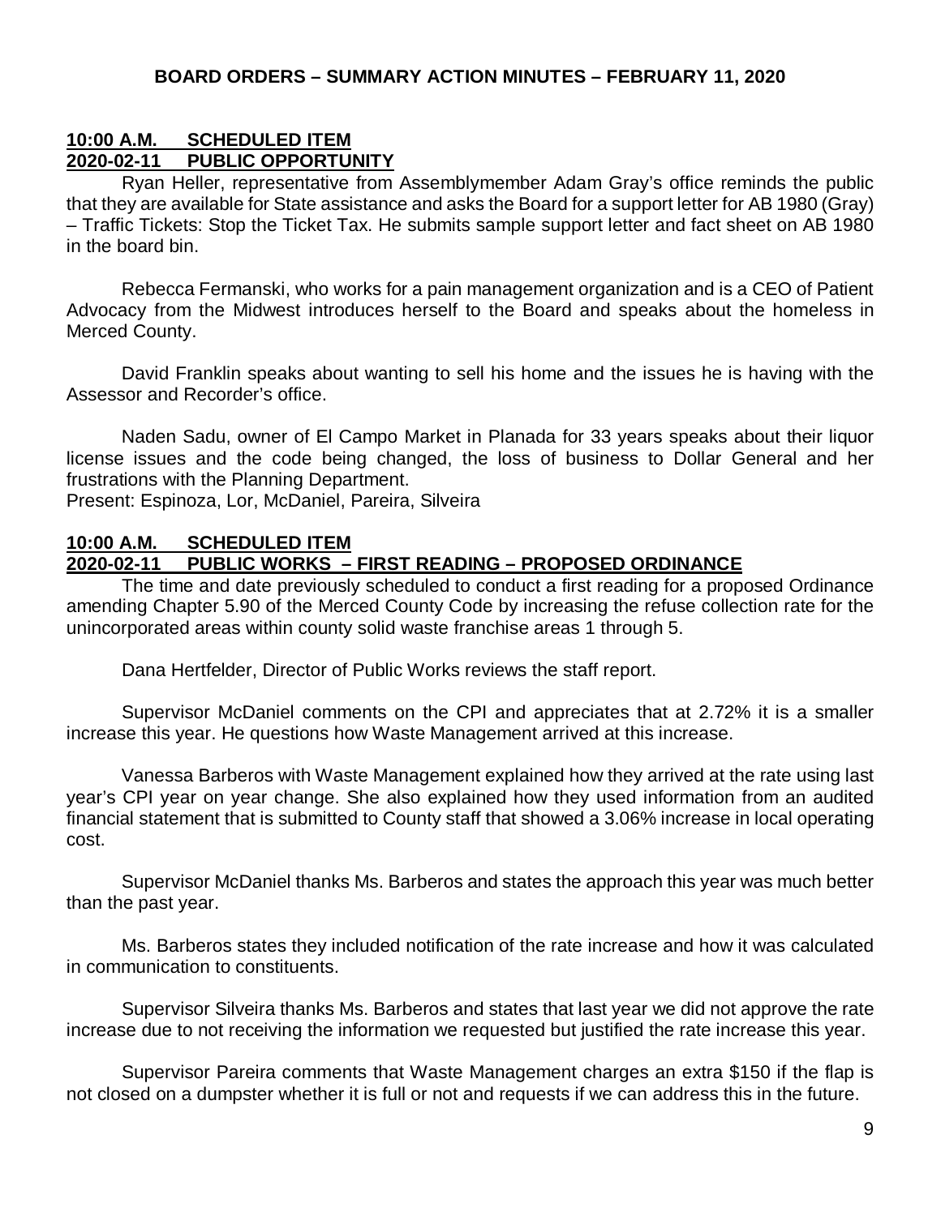**BOARD ORDERS – SUMMARY ACTION MINUTES – FEBRUARY 11, 2020**

**10:00 A.M. SCHEDULED ITEM**
**2020-02-11 PUBLIC OPPORTUNITY**

Ryan Heller, representative from Assemblymember Adam Gray's office reminds the public that they are available for State assistance and asks the Board for a support letter for AB 1980 (Gray) – Traffic Tickets: Stop the Ticket Tax. He submits sample support letter and fact sheet on AB 1980 in the board bin.

Rebecca Fermanski, who works for a pain management organization and is a CEO of Patient Advocacy from the Midwest introduces herself to the Board and speaks about the homeless in Merced County.

David Franklin speaks about wanting to sell his home and the issues he is having with the Assessor and Recorder's office.

Naden Sadu, owner of El Campo Market in Planada for 33 years speaks about their liquor license issues and the code being changed, the loss of business to Dollar General and her frustrations with the Planning Department.
Present: Espinoza, Lor, McDaniel, Pareira, Silveira

**10:00 A.M. SCHEDULED ITEM**
**2020-02-11 PUBLIC WORKS – FIRST READING – PROPOSED ORDINANCE**

The time and date previously scheduled to conduct a first reading for a proposed Ordinance amending Chapter 5.90 of the Merced County Code by increasing the refuse collection rate for the unincorporated areas within county solid waste franchise areas 1 through 5.

Dana Hertfelder, Director of Public Works reviews the staff report.

Supervisor McDaniel comments on the CPI and appreciates that at 2.72% it is a smaller increase this year. He questions how Waste Management arrived at this increase.

Vanessa Barberos with Waste Management explained how they arrived at the rate using last year's CPI year on year change. She also explained how they used information from an audited financial statement that is submitted to County staff that showed a 3.06% increase in local operating cost.

Supervisor McDaniel thanks Ms. Barberos and states the approach this year was much better than the past year.

Ms. Barberos states they included notification of the rate increase and how it was calculated in communication to constituents.

Supervisor Silveira thanks Ms. Barberos and states that last year we did not approve the rate increase due to not receiving the information we requested but justified the rate increase this year.

Supervisor Pareira comments that Waste Management charges an extra $150 if the flap is not closed on a dumpster whether it is full or not and requests if we can address this in the future.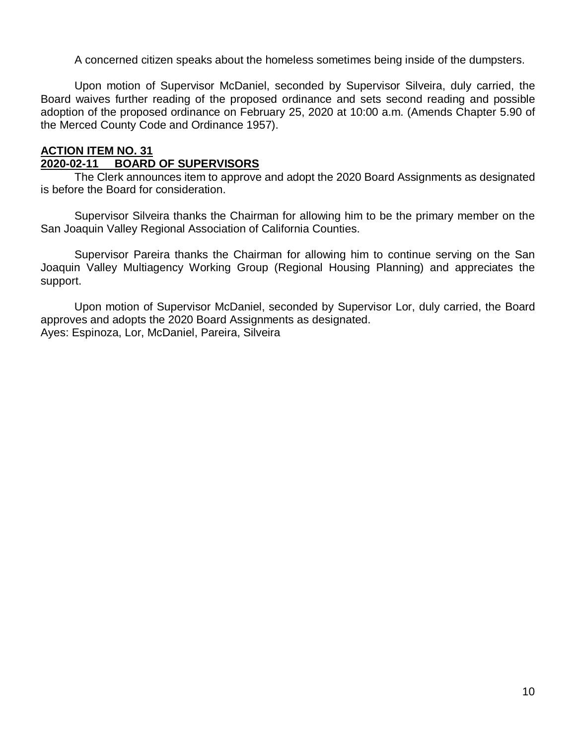A concerned citizen speaks about the homeless sometimes being inside of the dumpsters.

Upon motion of Supervisor McDaniel, seconded by Supervisor Silveira, duly carried, the Board waives further reading of the proposed ordinance and sets second reading and possible adoption of the proposed ordinance on February 25, 2020 at 10:00 a.m. (Amends Chapter 5.90 of the Merced County Code and Ordinance 1957).

**ACTION ITEM NO. 31**
**2020-02-11 BOARD OF SUPERVISORS**

The Clerk announces item to approve and adopt the 2020 Board Assignments as designated is before the Board for consideration.

Supervisor Silveira thanks the Chairman for allowing him to be the primary member on the San Joaquin Valley Regional Association of California Counties.

Supervisor Pareira thanks the Chairman for allowing him to continue serving on the San Joaquin Valley Multiagency Working Group (Regional Housing Planning) and appreciates the support.

Upon motion of Supervisor McDaniel, seconded by Supervisor Lor, duly carried, the Board approves and adopts the 2020 Board Assignments as designated.
Ayes: Espinoza, Lor, McDaniel, Pareira, Silveira